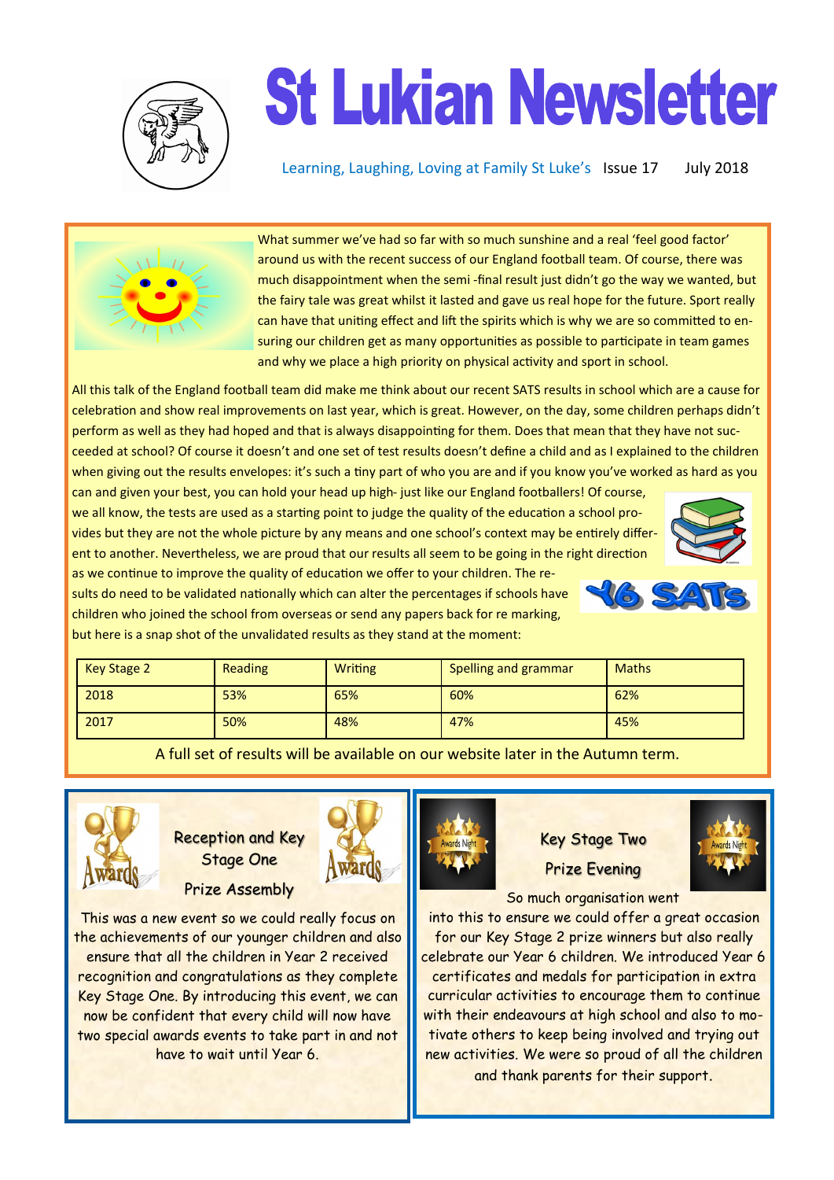# St Lukian Newsletter

Learning, Laughing, Loving at Family St Luke's Issue 17 July 2018

What summer we've had so far with so much sunshine and a real 'feel good factor' around us with the recent success of our England football team. Of course, there was much disappointment when the semi -final result just didn't go the way we wanted, but the fairy tale was great whilst it lasted and gave us real hope for the future. Sport really can have that uniting effect and lift the spirits which is why we are so committed to ensuring our children get as many opportunities as possible to participate in team games and why we place a high priority on physical activity and sport in school.

All this talk of the England football team did make me think about our recent SATS results in school which are a cause for celebration and show real improvements on last year, which is great. However, on the day, some children perhaps didn't perform as well as they had hoped and that is always disappointing for them. Does that mean that they have not succeeded at school? Of course it doesn't and one set of test results doesn't define a child and as I explained to the children when giving out the results envelopes: it's such a tiny part of who you are and if you know you've worked as hard as you can and given your best, you can hold your head up high- just like our England footballers! Of course, we all know, the tests are used as a starting point to judge the quality of the education a school provides but they are not the whole picture by any means and one school's context may be entirely different to another. Nevertheless, we are proud that our results all seem to be going in the right direction as we continue to improve the quality of education we offer to your children. The results do need to be validated nationally which can alter the percentages if schools have children who joined the school from overseas or send any papers back for re marking, but here is a snap shot of the unvalidated results as they stand at the moment:

Y6 SATs

| Key Stage 2 | Reading | Writing | Spelling and grammar | Maths |
|---|---|---|---|---|
| 2018 | 53% | 65% | 60% | 62% |
| 2017 | 50% | 48% | 47% | 45% |

A full set of results will be available on our website later in the Autumn term.

## Reception and Key Stage One Prize Assembly

This was a new event so we could really focus on the achievements of our younger children and also ensure that all the children in Year 2 received recognition and congratulations as they complete Key Stage One. By introducing this event, we can now be confident that every child will now have two special awards events to take part in and not have to wait until Year 6.

## Key Stage Two Prize Evening

So much organisation went into this to ensure we could offer a great occasion for our Key Stage 2 prize winners but also really celebrate our Year 6 children. We introduced Year 6 certificates and medals for participation in extra curricular activities to encourage them to continue with their endeavours at high school and also to motivate others to keep being involved and trying out new activities. We were so proud of all the children and thank parents for their support.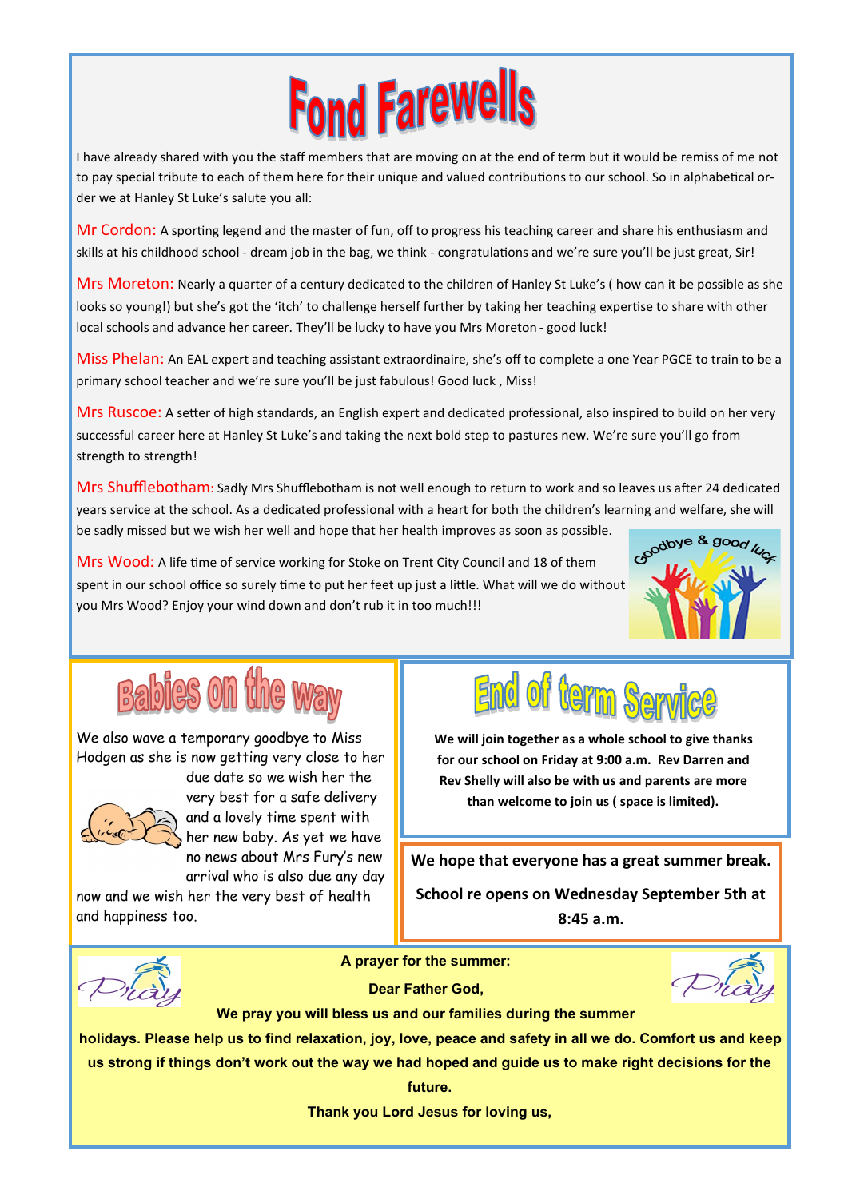# Fond Farewells

I have already shared with you the staff members that are moving on at the end of term but it would be remiss of me not to pay special tribute to each of them here for their unique and valued contributions to our school. So in alphabetical order we at Hanley St Luke's salute you all:

Mr Cordon: A sporting legend and the master of fun, off to progress his teaching career and share his enthusiasm and skills at his childhood school - dream job in the bag, we think - congratulations and we're sure you'll be just great, Sir!

Mrs Moreton: Nearly a quarter of a century dedicated to the children of Hanley St Luke's ( how can it be possible as she looks so young!) but she's got the 'itch' to challenge herself further by taking her teaching expertise to share with other local schools and advance her career. They'll be lucky to have you Mrs Moreton - good luck!

Miss Phelan: An EAL expert and teaching assistant extraordinaire, she's off to complete a one Year PGCE to train to be a primary school teacher and we're sure you'll be just fabulous! Good luck , Miss!

Mrs Ruscoe: A setter of high standards, an English expert and dedicated professional, also inspired to build on her very successful career here at Hanley St Luke's and taking the next bold step to pastures new. We're sure you'll go from strength to strength!

Mrs Shufflebotham: Sadly Mrs Shufflebotham is not well enough to return to work and so leaves us after 24 dedicated years service at the school. As a dedicated professional with a heart for both the children's learning and welfare, she will be sadly missed but we wish her well and hope that her health improves as soon as possible.

Mrs Wood: A life time of service working for Stoke on Trent City Council and 18 of them spent in our school office so surely time to put her feet up just a little. What will we do without you Mrs Wood? Enjoy your wind down and don't rub it in too much!!!

# Babies on the way

We also wave a temporary goodbye to Miss Hodgen as she is now getting very close to her due date so we wish her the very best for a safe delivery and a lovely time spent with her new baby. As yet we have no news about Mrs Fury's new arrival who is also due any day now and we wish her the very best of health and happiness too.

# End of term Service

**We will join together as a whole school to give thanks for our school on Friday at 9:00 a.m. Rev Darren and Rev Shelly will also be with us and parents are more than welcome to join us ( space is limited).**

**We hope that everyone has a great summer break.**

**School re opens on Wednesday September 5th at 8:45 a.m.**

**A prayer for the summer:**

**Dear Father God,**

**We pray you will bless us and our families during the summer holidays. Please help us to find relaxation, joy, love, peace and safety in all we do. Comfort us and keep us strong if things don't work out the way we had hoped and guide us to make right decisions for the future.**

**Thank you Lord Jesus for loving us,**